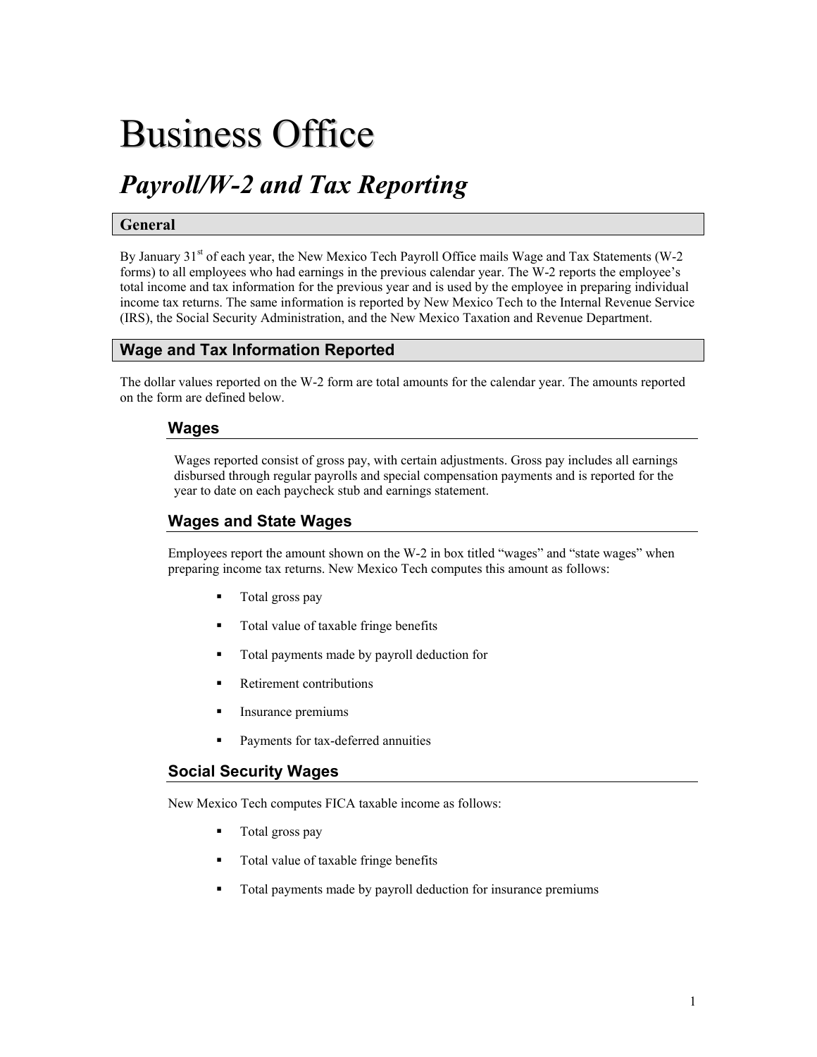# Business Office

## *Payroll/W-2 and Tax Reporting*

### General

By January 31st of each year, the New Mexico Tech Payroll Office mails Wage and Tax Statements (W-2 forms) to all employees who had earnings in the previous calendar year. The W-2 reports the employee's total income and tax information for the previous year and is used by the employee in preparing individual income tax returns. The same information is reported by New Mexico Tech to the Internal Revenue Service (IRS), the Social Security Administration, and the New Mexico Taxation and Revenue Department.

### Wage and Tax Information Reported

The dollar values reported on the W-2 form are total amounts for the calendar year. The amounts reported on the form are defined below.

#### Wages

Wages reported consist of gross pay, with certain adjustments. Gross pay includes all earnings disbursed through regular payrolls and special compensation payments and is reported for the year to date on each paycheck stub and earnings statement.

#### Wages and State Wages

Employees report the amount shown on the W-2 in box titled "wages" and "state wages" when preparing income tax returns. New Mexico Tech computes this amount as follows:

- Total gross pay
- Total value of taxable fringe benefits
- Total payments made by payroll deduction for
- Retirement contributions
- Insurance premiums
- Payments for tax-deferred annuities

#### Social Security Wages

New Mexico Tech computes FICA taxable income as follows:

- Total gross pay
- Total value of taxable fringe benefits
- Total payments made by payroll deduction for insurance premiums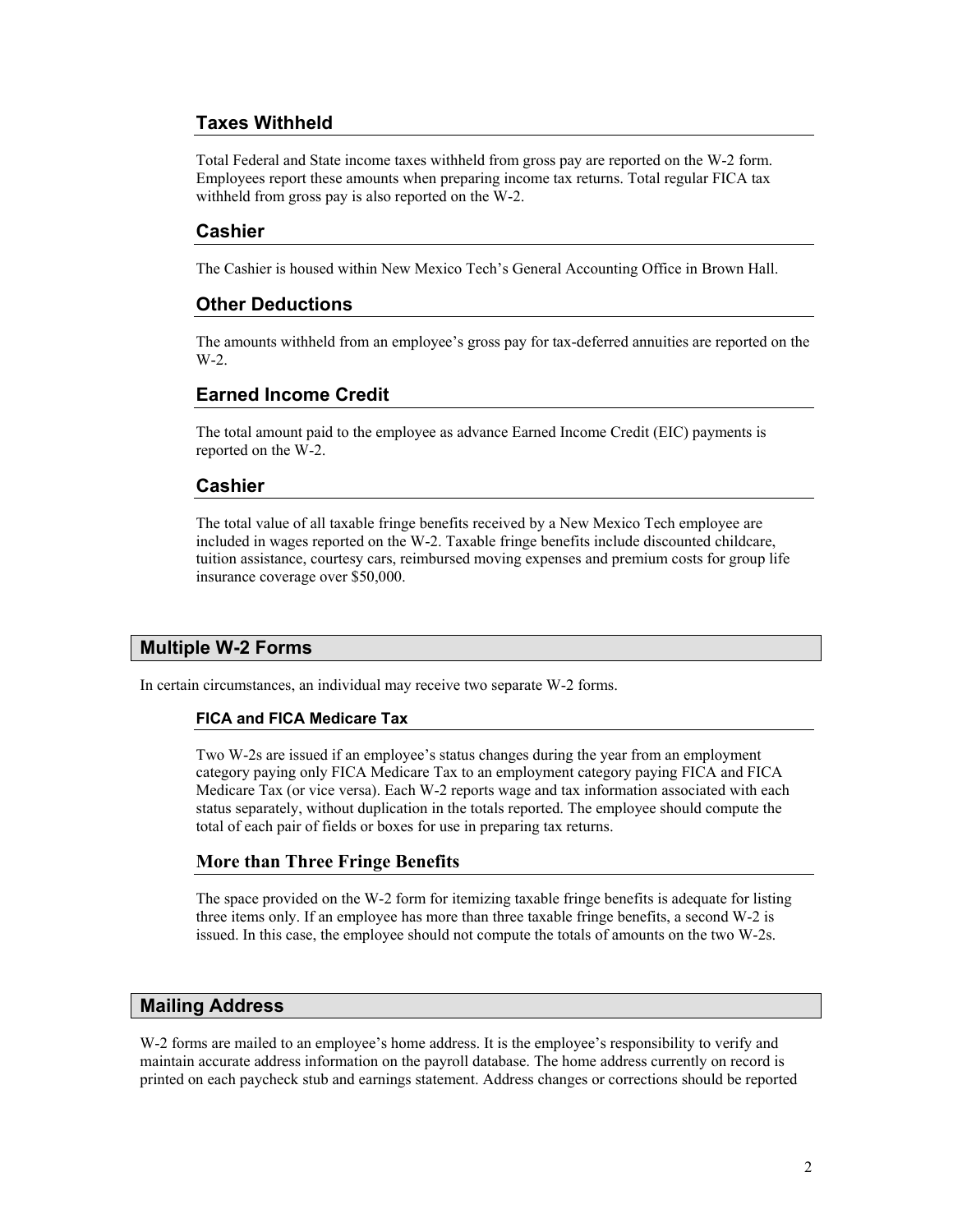### Taxes Withheld

Total Federal and State income taxes withheld from gross pay are reported on the W-2 form. Employees report these amounts when preparing income tax returns. Total regular FICA tax withheld from gross pay is also reported on the W-2.

### Cashier

The Cashier is housed within New Mexico Tech's General Accounting Office in Brown Hall.

### Other Deductions

The amounts withheld from an employee's gross pay for tax-deferred annuities are reported on the W-2.

### Earned Income Credit

The total amount paid to the employee as advance Earned Income Credit (EIC) payments is reported on the W-2.

### Cashier

The total value of all taxable fringe benefits received by a New Mexico Tech employee are included in wages reported on the W-2. Taxable fringe benefits include discounted childcare, tuition assistance, courtesy cars, reimbursed moving expenses and premium costs for group life insurance coverage over $50,000.

## Multiple W-2 Forms

In certain circumstances, an individual may receive two separate W-2 forms.

#### FICA and FICA Medicare Tax

Two W-2s are issued if an employee's status changes during the year from an employment category paying only FICA Medicare Tax to an employment category paying FICA and FICA Medicare Tax (or vice versa). Each W-2 reports wage and tax information associated with each status separately, without duplication in the totals reported. The employee should compute the total of each pair of fields or boxes for use in preparing tax returns.

### More than Three Fringe Benefits

The space provided on the W-2 form for itemizing taxable fringe benefits is adequate for listing three items only. If an employee has more than three taxable fringe benefits, a second W-2 is issued. In this case, the employee should not compute the totals of amounts on the two W-2s.

## Mailing Address

W-2 forms are mailed to an employee's home address. It is the employee's responsibility to verify and maintain accurate address information on the payroll database. The home address currently on record is printed on each paycheck stub and earnings statement. Address changes or corrections should be reported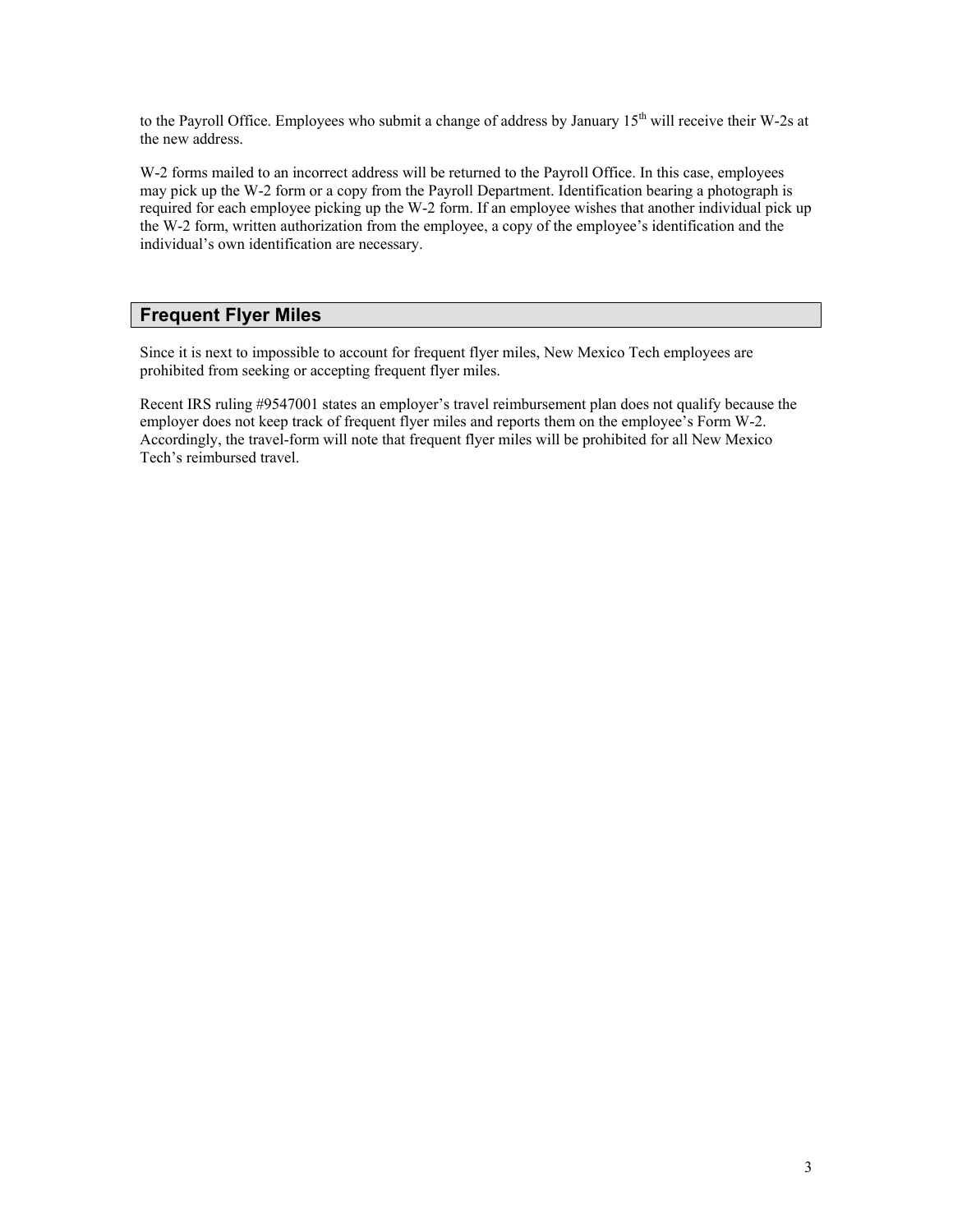to the Payroll Office. Employees who submit a change of address by January 15th will receive their W-2s at the new address.

W-2 forms mailed to an incorrect address will be returned to the Payroll Office. In this case, employees may pick up the W-2 form or a copy from the Payroll Department. Identification bearing a photograph is required for each employee picking up the W-2 form. If an employee wishes that another individual pick up the W-2 form, written authorization from the employee, a copy of the employee's identification and the individual's own identification are necessary.

## Frequent Flyer Miles

Since it is next to impossible to account for frequent flyer miles, New Mexico Tech employees are prohibited from seeking or accepting frequent flyer miles.

Recent IRS ruling #9547001 states an employer's travel reimbursement plan does not qualify because the employer does not keep track of frequent flyer miles and reports them on the employee's Form W-2. Accordingly, the travel-form will note that frequent flyer miles will be prohibited for all New Mexico Tech's reimbursed travel.